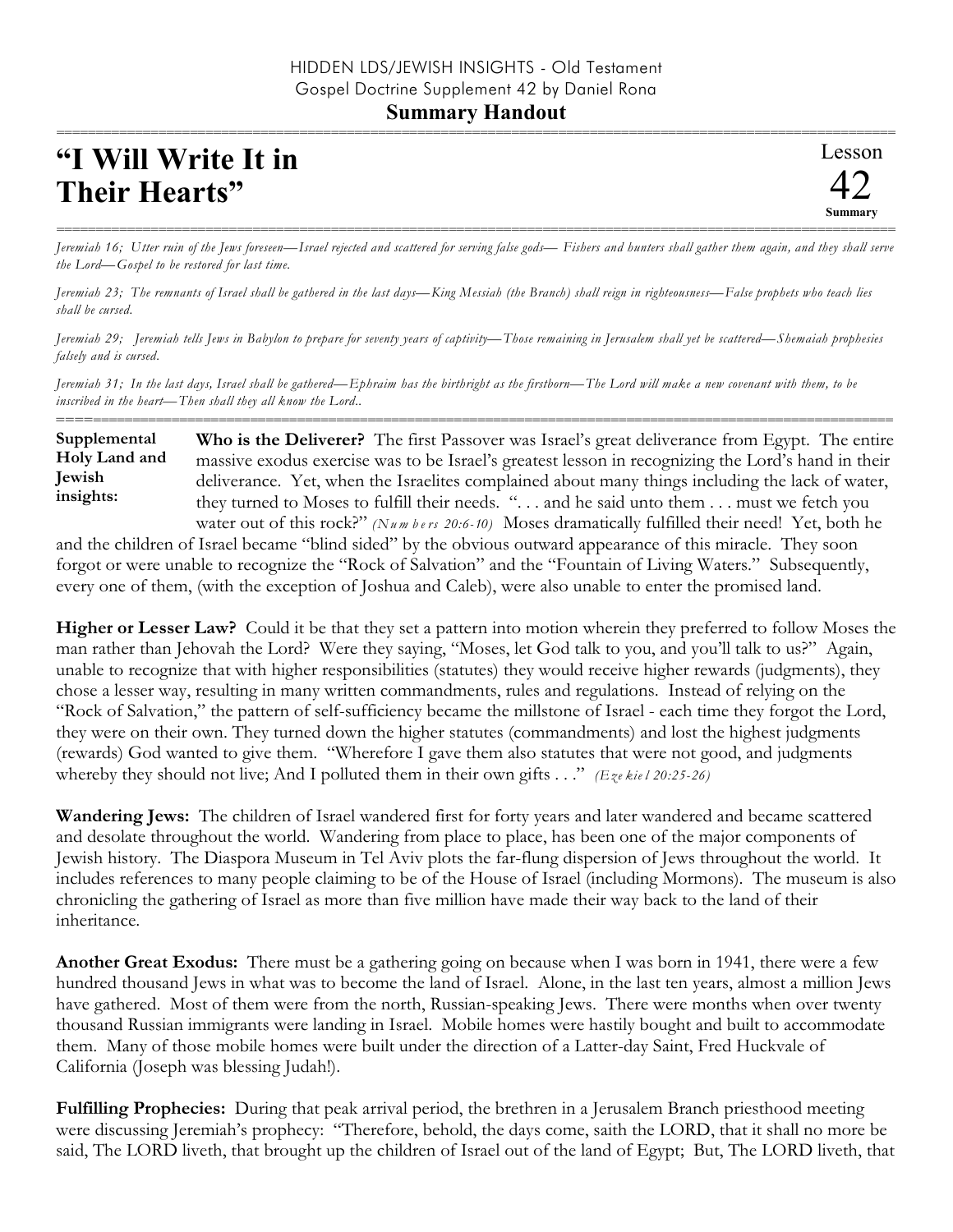HIDDEN LDS/JEWISH INSIGHTS - Old Testament
Gospel Doctrine Supplement 42 by Daniel Rona

**Summary Handout**

# "I Will Write It in Their Hearts"

Lesson 42 **Summary**

*Jeremiah 16; Utter ruin of the Jews foreseen—Israel rejected and scattered for serving false gods— Fishers and hunters shall gather them again, and they shall serve the Lord—Gospel to be restored for last time.*

*Jeremiah 23; The remnants of Israel shall be gathered in the last days—King Messiah (the Branch) shall reign in righteousness—False prophets who teach lies shall be cursed.*

*Jeremiah 29; Jeremiah tells Jews in Babylon to prepare for seventy years of captivity—Those remaining in Jerusalem shall yet be scattered—Shemaiah prophesies falsely and is cursed.*

*Jeremiah 31; In the last days, Israel shall be gathered—Ephraim has the birthright as the firstborn—The Lord will make a new covenant with them, to be inscribed in the heart—Then shall they all know the Lord..*

**Supplemental Holy Land and Jewish insights:**

**Who is the Deliverer?** The first Passover was Israel's great deliverance from Egypt. The entire massive exodus exercise was to be Israel's greatest lesson in recognizing the Lord's hand in their deliverance. Yet, when the Israelites complained about many things including the lack of water, they turned to Moses to fulfill their needs. ". . . and he said unto them . . . must we fetch you water out of this rock?" *(Numbers 20:6-10)* Moses dramatically fulfilled their need! Yet, both he and the children of Israel became "blind sided" by the obvious outward appearance of this miracle. They soon forgot or were unable to recognize the "Rock of Salvation" and the "Fountain of Living Waters." Subsequently, every one of them, (with the exception of Joshua and Caleb), were also unable to enter the promised land.

**Higher or Lesser Law?** Could it be that they set a pattern into motion wherein they preferred to follow Moses the man rather than Jehovah the Lord? Were they saying, "Moses, let God talk to you, and you'll talk to us?" Again, unable to recognize that with higher responsibilities (statutes) they would receive higher rewards (judgments), they chose a lesser way, resulting in many written commandments, rules and regulations. Instead of relying on the "Rock of Salvation," the pattern of self-sufficiency became the millstone of Israel - each time they forgot the Lord, they were on their own. They turned down the higher statutes (commandments) and lost the highest judgments (rewards) God wanted to give them. "Wherefore I gave them also statutes that were not good, and judgments whereby they should not live; And I polluted them in their own gifts . . ." *(Ezekiel 20:25-26)*

**Wandering Jews:** The children of Israel wandered first for forty years and later wandered and became scattered and desolate throughout the world. Wandering from place to place, has been one of the major components of Jewish history. The Diaspora Museum in Tel Aviv plots the far-flung dispersion of Jews throughout the world. It includes references to many people claiming to be of the House of Israel (including Mormons). The museum is also chronicling the gathering of Israel as more than five million have made their way back to the land of their inheritance.

**Another Great Exodus:** There must be a gathering going on because when I was born in 1941, there were a few hundred thousand Jews in what was to become the land of Israel. Alone, in the last ten years, almost a million Jews have gathered. Most of them were from the north, Russian-speaking Jews. There were months when over twenty thousand Russian immigrants were landing in Israel. Mobile homes were hastily bought and built to accommodate them. Many of those mobile homes were built under the direction of a Latter-day Saint, Fred Huckvale of California (Joseph was blessing Judah!).

**Fulfilling Prophecies:** During that peak arrival period, the brethren in a Jerusalem Branch priesthood meeting were discussing Jeremiah's prophecy: "Therefore, behold, the days come, saith the LORD, that it shall no more be said, The LORD liveth, that brought up the children of Israel out of the land of Egypt; But, The LORD liveth, that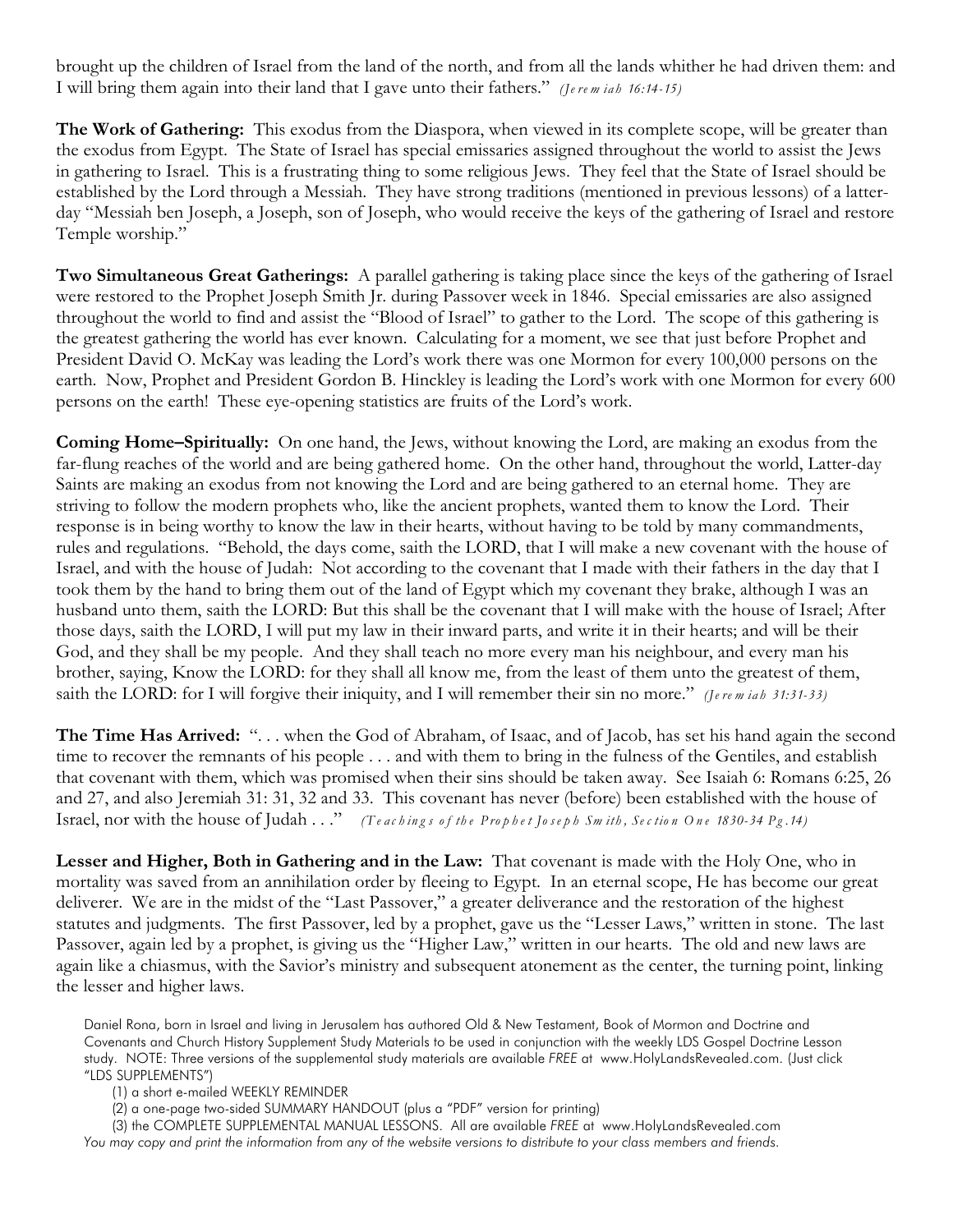brought up the children of Israel from the land of the north, and from all the lands whither he had driven them: and I will bring them again into their land that I gave unto their fathers." *(Jeremiah 16:14-15)*

**The Work of Gathering:** This exodus from the Diaspora, when viewed in its complete scope, will be greater than the exodus from Egypt. The State of Israel has special emissaries assigned throughout the world to assist the Jews in gathering to Israel. This is a frustrating thing to some religious Jews. They feel that the State of Israel should be established by the Lord through a Messiah. They have strong traditions (mentioned in previous lessons) of a latter-day "Messiah ben Joseph, a Joseph, son of Joseph, who would receive the keys of the gathering of Israel and restore Temple worship."

**Two Simultaneous Great Gatherings:** A parallel gathering is taking place since the keys of the gathering of Israel were restored to the Prophet Joseph Smith Jr. during Passover week in 1846. Special emissaries are also assigned throughout the world to find and assist the "Blood of Israel" to gather to the Lord. The scope of this gathering is the greatest gathering the world has ever known. Calculating for a moment, we see that just before Prophet and President David O. McKay was leading the Lord's work there was one Mormon for every 100,000 persons on the earth. Now, Prophet and President Gordon B. Hinckley is leading the Lord's work with one Mormon for every 600 persons on the earth! These eye-opening statistics are fruits of the Lord's work.

**Coming Home–Spiritually:** On one hand, the Jews, without knowing the Lord, are making an exodus from the far-flung reaches of the world and are being gathered home. On the other hand, throughout the world, Latter-day Saints are making an exodus from not knowing the Lord and are being gathered to an eternal home. They are striving to follow the modern prophets who, like the ancient prophets, wanted them to know the Lord. Their response is in being worthy to know the law in their hearts, without having to be told by many commandments, rules and regulations. "Behold, the days come, saith the LORD, that I will make a new covenant with the house of Israel, and with the house of Judah: Not according to the covenant that I made with their fathers in the day that I took them by the hand to bring them out of the land of Egypt which my covenant they brake, although I was an husband unto them, saith the LORD: But this shall be the covenant that I will make with the house of Israel; After those days, saith the LORD, I will put my law in their inward parts, and write it in their hearts; and will be their God, and they shall be my people. And they shall teach no more every man his neighbour, and every man his brother, saying, Know the LORD: for they shall all know me, from the least of them unto the greatest of them, saith the LORD: for I will forgive their iniquity, and I will remember their sin no more." *(Jeremiah 31:31-33)*

**The Time Has Arrived:** ". . . when the God of Abraham, of Isaac, and of Jacob, has set his hand again the second time to recover the remnants of his people . . . and with them to bring in the fulness of the Gentiles, and establish that covenant with them, which was promised when their sins should be taken away. See Isaiah 6: Romans 6:25, 26 and 27, and also Jeremiah 31: 31, 32 and 33. This covenant has never (before) been established with the house of Israel, nor with the house of Judah . . ." *(Teachings of the Prophet Joseph Smith, Section One 1830-34 Pg.14)*

**Lesser and Higher, Both in Gathering and in the Law:** That covenant is made with the Holy One, who in mortality was saved from an annihilation order by fleeing to Egypt. In an eternal scope, He has become our great deliverer. We are in the midst of the "Last Passover," a greater deliverance and the restoration of the highest statutes and judgments. The first Passover, led by a prophet, gave us the "Lesser Laws," written in stone. The last Passover, again led by a prophet, is giving us the "Higher Law," written in our hearts. The old and new laws are again like a chiasmus, with the Savior's ministry and subsequent atonement as the center, the turning point, linking the lesser and higher laws.

Daniel Rona, born in Israel and living in Jerusalem has authored Old & New Testament, Book of Mormon and Doctrine and Covenants and Church History Supplement Study Materials to be used in conjunction with the weekly LDS Gospel Doctrine Lesson study. NOTE: Three versions of the supplemental study materials are available *FREE* at www.HolyLandsRevealed.com. (Just click "LDS SUPPLEMENTS")

(1) a short e-mailed WEEKLY REMINDER

(2) a one-page two-sided SUMMARY HANDOUT (plus a "PDF" version for printing)

(3) the COMPLETE SUPPLEMENTAL MANUAL LESSONS. All are available *FREE* at www.HolyLandsRevealed.com

*You may copy and print the information from any of the website versions to distribute to your class members and friends.*